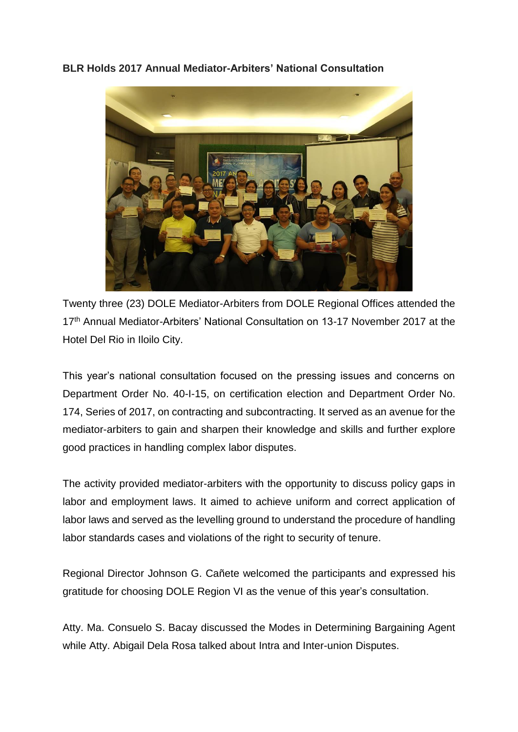**BLR Holds 2017 Annual Mediator-Arbiters' National Consultation**

Twenty three (23) DOLE Mediator-Arbiters from DOLE Regional Offices attended the 17th Annual Mediator-Arbiters' National Consultation on 13-17 November 2017 at the Hotel Del Rio in Iloilo City.

This year's national consultation focused on the pressing issues and concerns on Department Order No. 40-I-15, on certification election and Department Order No. 174, Series of 2017, on contracting and subcontracting. It served as an avenue for the mediator-arbiters to gain and sharpen their knowledge and skills and further explore good practices in handling complex labor disputes.

The activity provided mediator-arbiters with the opportunity to discuss policy gaps in labor and employment laws. It aimed to achieve uniform and correct application of labor laws and served as the levelling ground to understand the procedure of handling labor standards cases and violations of the right to security of tenure.

Regional Director Johnson G. Cañete welcomed the participants and expressed his gratitude for choosing DOLE Region VI as the venue of this year's consultation.

Atty. Ma. Consuelo S. Bacay discussed the Modes in Determining Bargaining Agent while Atty. Abigail Dela Rosa talked about Intra and Inter-union Disputes.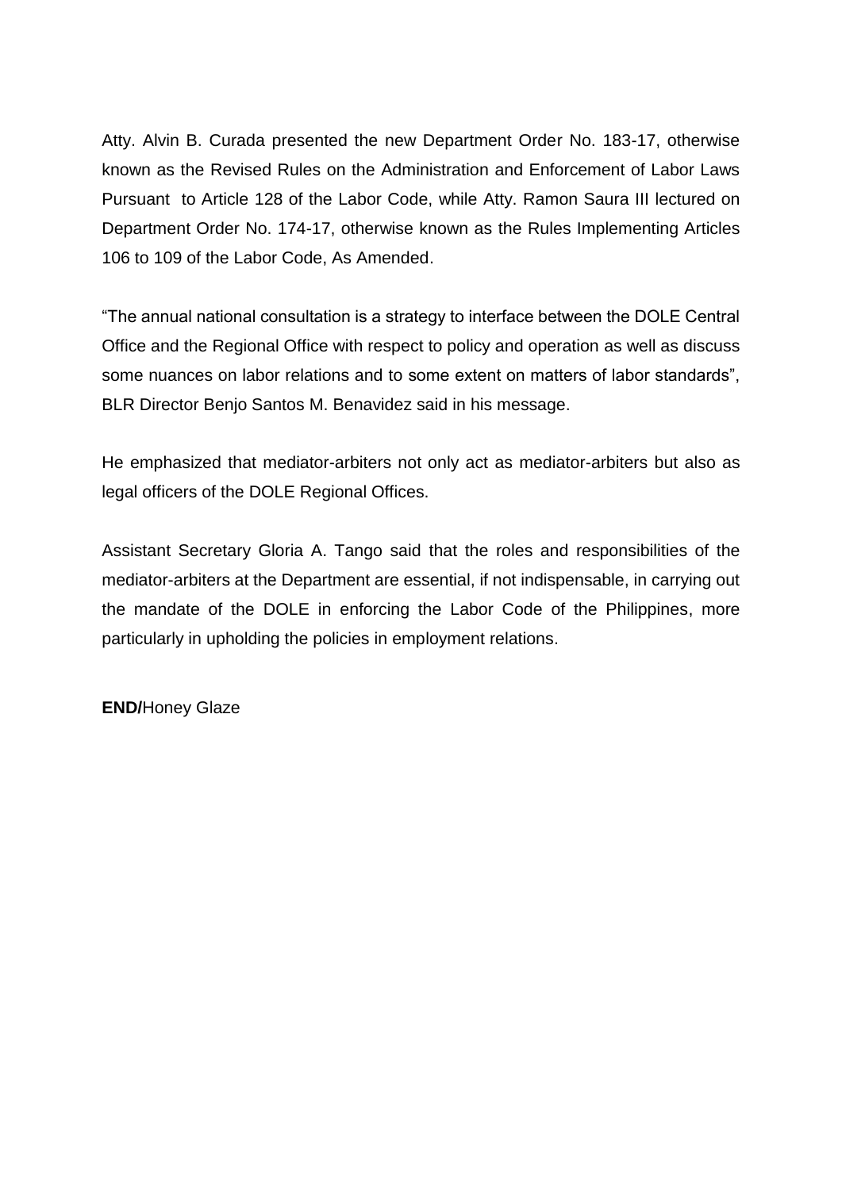Atty. Alvin B. Curada presented the new Department Order No. 183-17, otherwise known as the Revised Rules on the Administration and Enforcement of Labor Laws Pursuant to Article 128 of the Labor Code, while Atty. Ramon Saura III lectured on Department Order No. 174-17, otherwise known as the Rules Implementing Articles 106 to 109 of the Labor Code, As Amended.

"The annual national consultation is a strategy to interface between the DOLE Central Office and the Regional Office with respect to policy and operation as well as discuss some nuances on labor relations and to some extent on matters of labor standards", BLR Director Benjo Santos M. Benavidez said in his message.

He emphasized that mediator-arbiters not only act as mediator-arbiters but also as legal officers of the DOLE Regional Offices.

Assistant Secretary Gloria A. Tango said that the roles and responsibilities of the mediator-arbiters at the Department are essential, if not indispensable, in carrying out the mandate of the DOLE in enforcing the Labor Code of the Philippines, more particularly in upholding the policies in employment relations.

**END/**Honey Glaze